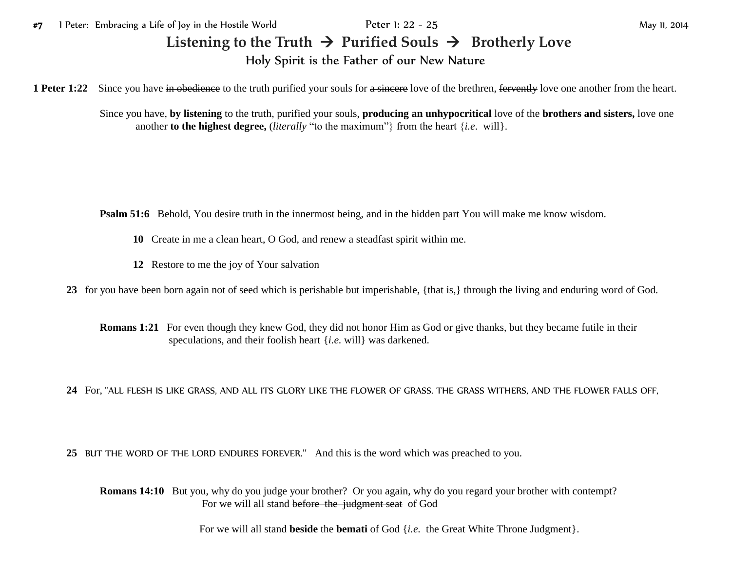#7 1 Peter: Embracing a Life of Joy in the Hostile World — Peter 1: 22 - 25 — May 11, 2014

# Listening to the Truth → Purified Souls → Brotherly Love

## Holy Spirit is the Father of our New Nature

**1 Peter 1:22** Since you have ~~in obedience~~ to the truth purified your souls for ~~a sincere~~ love of the brethren, ~~fervently~~ love one another from the heart.

Since you have, **by listening** to the truth, purified your souls, **producing an unhypocritical** love of the **brothers and sisters,** love one another **to the highest degree,** (*literally* "to the maximum"} from the heart {*i.e.* will}.

**Psalm 51:6** Behold, You desire truth in the innermost being, and in the hidden part You will make me know wisdom.

**10** Create in me a clean heart, O God, and renew a steadfast spirit within me.

**12** Restore to me the joy of Your salvation

**23** for you have been born again not of seed which is perishable but imperishable, {that is,} through the living and enduring word of God.

**Romans 1:21** For even though they knew God, they did not honor Him as God or give thanks, but they became futile in their speculations, and their foolish heart {*i.e.* will} was darkened.

**24** For, "ALL FLESH IS LIKE GRASS, AND ALL ITS GLORY LIKE THE FLOWER OF GRASS. THE GRASS WITHERS, AND THE FLOWER FALLS OFF,

**25** BUT THE WORD OF THE LORD ENDURES FOREVER." And this is the word which was preached to you.

**Romans 14:10** But you, why do you judge your brother? Or you again, why do you regard your brother with contempt? For we will all stand ~~before the judgment seat~~ of God

For we will all stand **beside** the **bemati** of God {*i.e.* the Great White Throne Judgment}.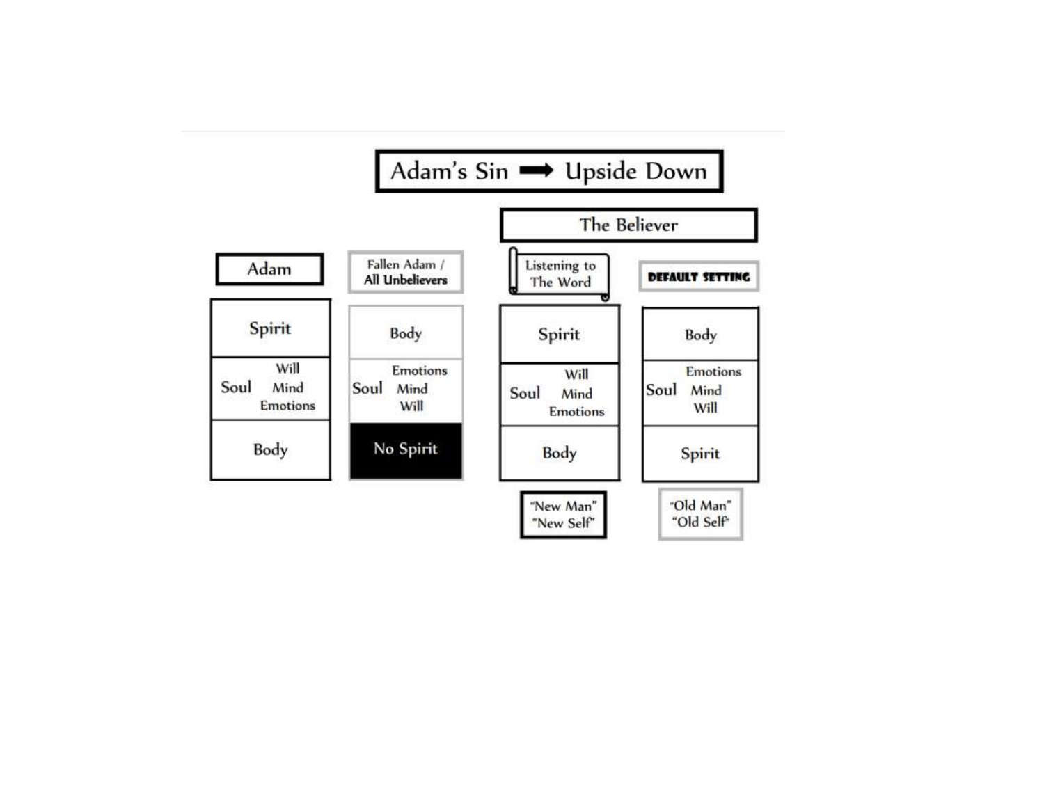Adam's Sin ➡ Upside Down

The Believer

Adam

Spirit

Soul — Will, Mind, Emotions

Body

Fallen Adam / **All Unbelievers**

Body

Soul — Emotions, Mind, Will

No Spirit

Listening to The Word

Spirit

Soul — Will, Mind, Emotions

Body

"New Man"
"New Self"

DEFAULT SETTING

Body

Soul — Emotions, Mind, Will

Spirit

"Old Man"
"Old Self"